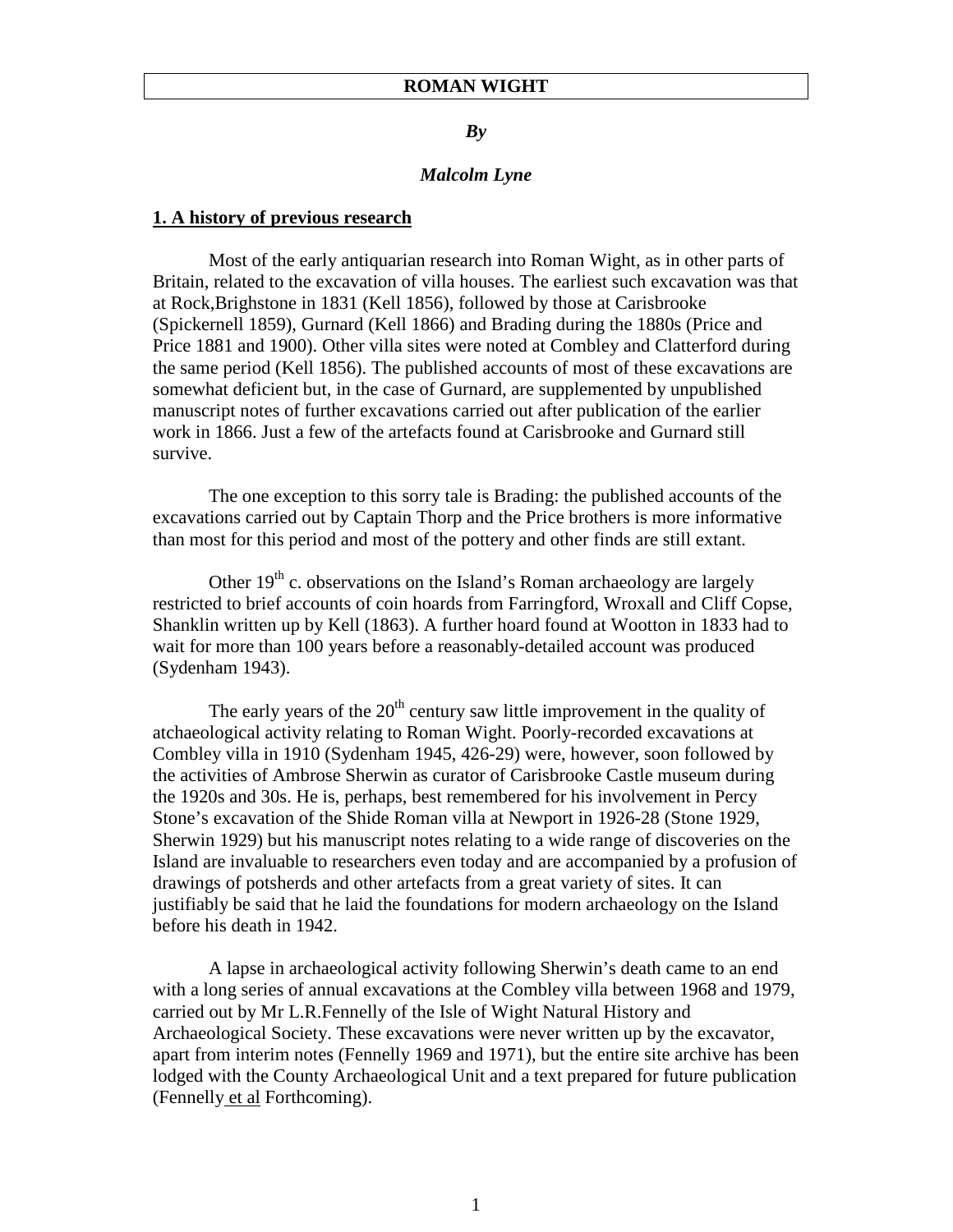# ROMAN WIGHT

***By***

***Malcolm Lyne***

## 1. A history of previous research

Most of the early antiquarian research into Roman Wight, as in other parts of Britain, related to the excavation of villa houses. The earliest such excavation was that at Rock,Brighstone in 1831 (Kell 1856), followed by those at Carisbrooke (Spickernell 1859), Gurnard (Kell 1866) and Brading during the 1880s (Price and Price 1881 and 1900). Other villa sites were noted at Combley and Clatterford during the same period (Kell 1856). The published accounts of most of these excavations are somewhat deficient but, in the case of Gurnard, are supplemented by unpublished manuscript notes of further excavations carried out after publication of the earlier work in 1866. Just a few of the artefacts found at Carisbrooke and Gurnard still survive.

The one exception to this sorry tale is Brading: the published accounts of the excavations carried out by Captain Thorp and the Price brothers is more informative than most for this period and most of the pottery and other finds are still extant.

Other 19th c. observations on the Island's Roman archaeology are largely restricted to brief accounts of coin hoards from Farringford, Wroxall and Cliff Copse, Shanklin written up by Kell (1863). A further hoard found at Wootton in 1833 had to wait for more than 100 years before a reasonably-detailed account was produced (Sydenham 1943).

The early years of the 20th century saw little improvement in the quality of atchaeological activity relating to Roman Wight. Poorly-recorded excavations at Combley villa in 1910 (Sydenham 1945, 426-29) were, however, soon followed by the activities of Ambrose Sherwin as curator of Carisbrooke Castle museum during the 1920s and 30s. He is, perhaps, best remembered for his involvement in Percy Stone's excavation of the Shide Roman villa at Newport in 1926-28 (Stone 1929, Sherwin 1929) but his manuscript notes relating to a wide range of discoveries on the Island are invaluable to researchers even today and are accompanied by a profusion of drawings of potsherds and other artefacts from a great variety of sites. It can justifiably be said that he laid the foundations for modern archaeology on the Island before his death in 1942.

A lapse in archaeological activity following Sherwin's death came to an end with a long series of annual excavations at the Combley villa between 1968 and 1979, carried out by Mr L.R.Fennelly of the Isle of Wight Natural History and Archaeological Society. These excavations were never written up by the excavator, apart from interim notes (Fennelly 1969 and 1971), but the entire site archive has been lodged with the County Archaeological Unit and a text prepared for future publication (Fennelly et al Forthcoming).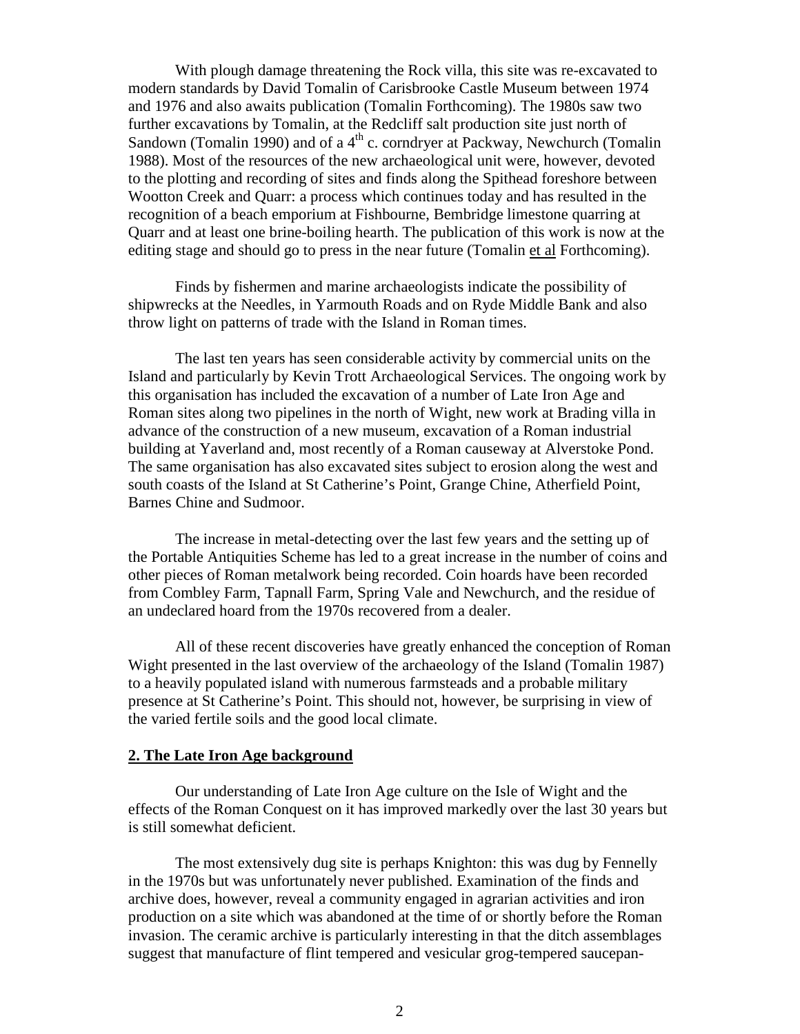With plough damage threatening the Rock villa, this site was re-excavated to modern standards by David Tomalin of Carisbrooke Castle Museum between 1974 and 1976 and also awaits publication (Tomalin Forthcoming). The 1980s saw two further excavations by Tomalin, at the Redcliff salt production site just north of Sandown (Tomalin 1990) and of a 4th c. corndryer at Packway, Newchurch (Tomalin 1988). Most of the resources of the new archaeological unit were, however, devoted to the plotting and recording of sites and finds along the Spithead foreshore between Wootton Creek and Quarr: a process which continues today and has resulted in the recognition of a beach emporium at Fishbourne, Bembridge limestone quarring at Quarr and at least one brine-boiling hearth. The publication of this work is now at the editing stage and should go to press in the near future (Tomalin et al Forthcoming).

Finds by fishermen and marine archaeologists indicate the possibility of shipwrecks at the Needles, in Yarmouth Roads and on Ryde Middle Bank and also throw light on patterns of trade with the Island in Roman times.

The last ten years has seen considerable activity by commercial units on the Island and particularly by Kevin Trott Archaeological Services. The ongoing work by this organisation has included the excavation of a number of Late Iron Age and Roman sites along two pipelines in the north of Wight, new work at Brading villa in advance of the construction of a new museum, excavation of a Roman industrial building at Yaverland and, most recently of a Roman causeway at Alverstoke Pond. The same organisation has also excavated sites subject to erosion along the west and south coasts of the Island at St Catherine's Point, Grange Chine, Atherfield Point, Barnes Chine and Sudmoor.

The increase in metal-detecting over the last few years and the setting up of the Portable Antiquities Scheme has led to a great increase in the number of coins and other pieces of Roman metalwork being recorded. Coin hoards have been recorded from Combley Farm, Tapnall Farm, Spring Vale and Newchurch, and the residue of an undeclared hoard from the 1970s recovered from a dealer.

All of these recent discoveries have greatly enhanced the conception of Roman Wight presented in the last overview of the archaeology of the Island (Tomalin 1987) to a heavily populated island with numerous farmsteads and a probable military presence at St Catherine's Point. This should not, however, be surprising in view of the varied fertile soils and the good local climate.

## 2. The Late Iron Age background

Our understanding of Late Iron Age culture on the Isle of Wight and the effects of the Roman Conquest on it has improved markedly over the last 30 years but is still somewhat deficient.

The most extensively dug site is perhaps Knighton: this was dug by Fennelly in the 1970s but was unfortunately never published. Examination of the finds and archive does, however, reveal a community engaged in agrarian activities and iron production on a site which was abandoned at the time of or shortly before the Roman invasion. The ceramic archive is particularly interesting in that the ditch assemblages suggest that manufacture of flint tempered and vesicular grog-tempered saucepan-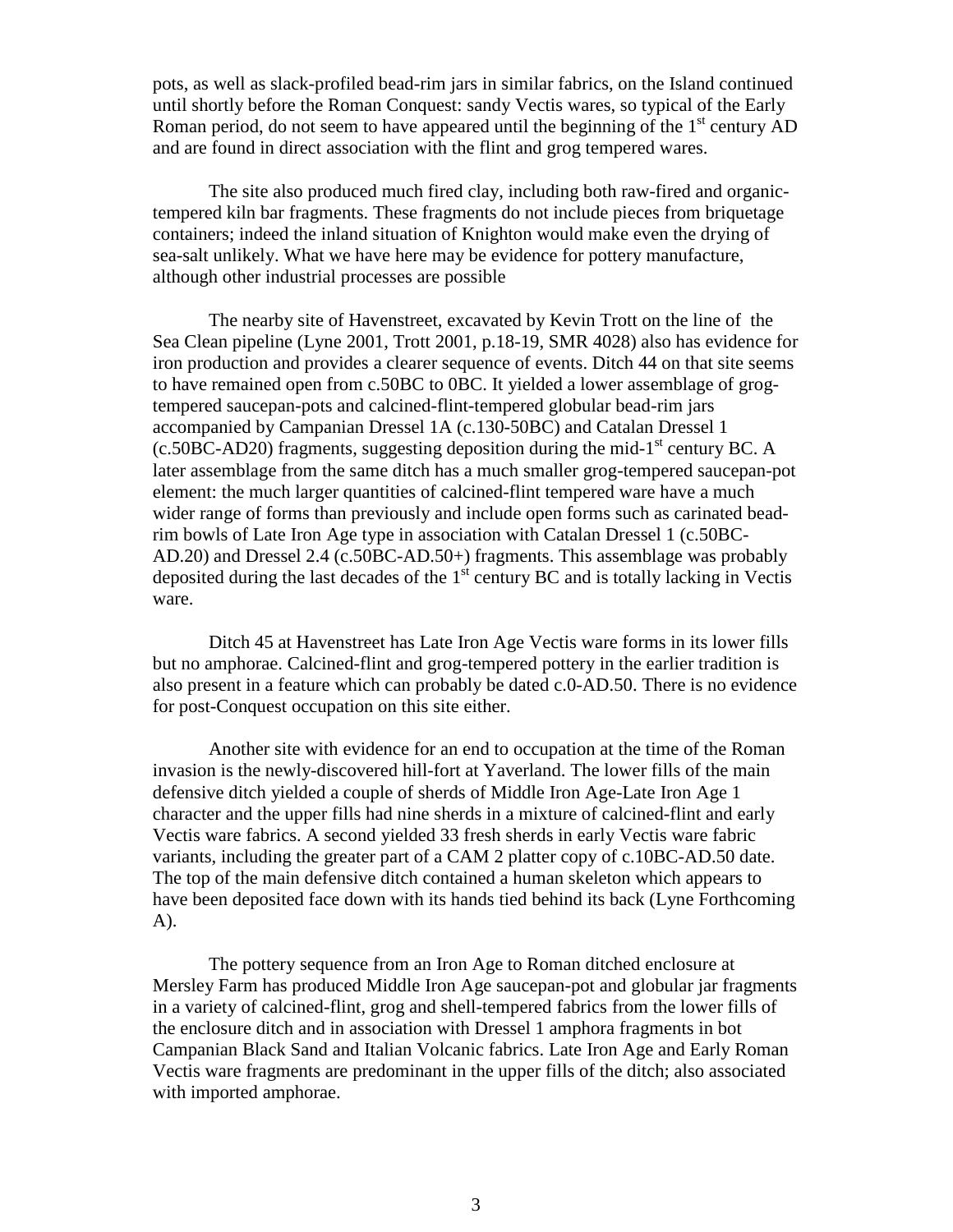pots, as well as slack-profiled bead-rim jars in similar fabrics, on the Island continued until shortly before the Roman Conquest: sandy Vectis wares, so typical of the Early Roman period, do not seem to have appeared until the beginning of the 1st century AD and are found in direct association with the flint and grog tempered wares.

The site also produced much fired clay, including both raw-fired and organic-tempered kiln bar fragments. These fragments do not include pieces from briquetage containers; indeed the inland situation of Knighton would make even the drying of sea-salt unlikely. What we have here may be evidence for pottery manufacture, although other industrial processes are possible

The nearby site of Havenstreet, excavated by Kevin Trott on the line of the Sea Clean pipeline (Lyne 2001, Trott 2001, p.18-19, SMR 4028) also has evidence for iron production and provides a clearer sequence of events. Ditch 44 on that site seems to have remained open from c.50BC to 0BC. It yielded a lower assemblage of grog-tempered saucepan-pots and calcined-flint-tempered globular bead-rim jars accompanied by Campanian Dressel 1A (c.130-50BC) and Catalan Dressel 1 (c.50BC-AD20) fragments, suggesting deposition during the mid-1st century BC. A later assemblage from the same ditch has a much smaller grog-tempered saucepan-pot element: the much larger quantities of calcined-flint tempered ware have a much wider range of forms than previously and include open forms such as carinated bead-rim bowls of Late Iron Age type in association with Catalan Dressel 1 (c.50BC-AD.20) and Dressel 2.4 (c.50BC-AD.50+) fragments. This assemblage was probably deposited during the last decades of the 1st century BC and is totally lacking in Vectis ware.

Ditch 45 at Havenstreet has Late Iron Age Vectis ware forms in its lower fills but no amphorae. Calcined-flint and grog-tempered pottery in the earlier tradition is also present in a feature which can probably be dated c.0-AD.50. There is no evidence for post-Conquest occupation on this site either.

Another site with evidence for an end to occupation at the time of the Roman invasion is the newly-discovered hill-fort at Yaverland. The lower fills of the main defensive ditch yielded a couple of sherds of Middle Iron Age-Late Iron Age 1 character and the upper fills had nine sherds in a mixture of calcined-flint and early Vectis ware fabrics. A second yielded 33 fresh sherds in early Vectis ware fabric variants, including the greater part of a CAM 2 platter copy of c.10BC-AD.50 date. The top of the main defensive ditch contained a human skeleton which appears to have been deposited face down with its hands tied behind its back (Lyne Forthcoming A).

The pottery sequence from an Iron Age to Roman ditched enclosure at Mersley Farm has produced Middle Iron Age saucepan-pot and globular jar fragments in a variety of calcined-flint, grog and shell-tempered fabrics from the lower fills of the enclosure ditch and in association with Dressel 1 amphora fragments in bot Campanian Black Sand and Italian Volcanic fabrics. Late Iron Age and Early Roman Vectis ware fragments are predominant in the upper fills of the ditch; also associated with imported amphorae.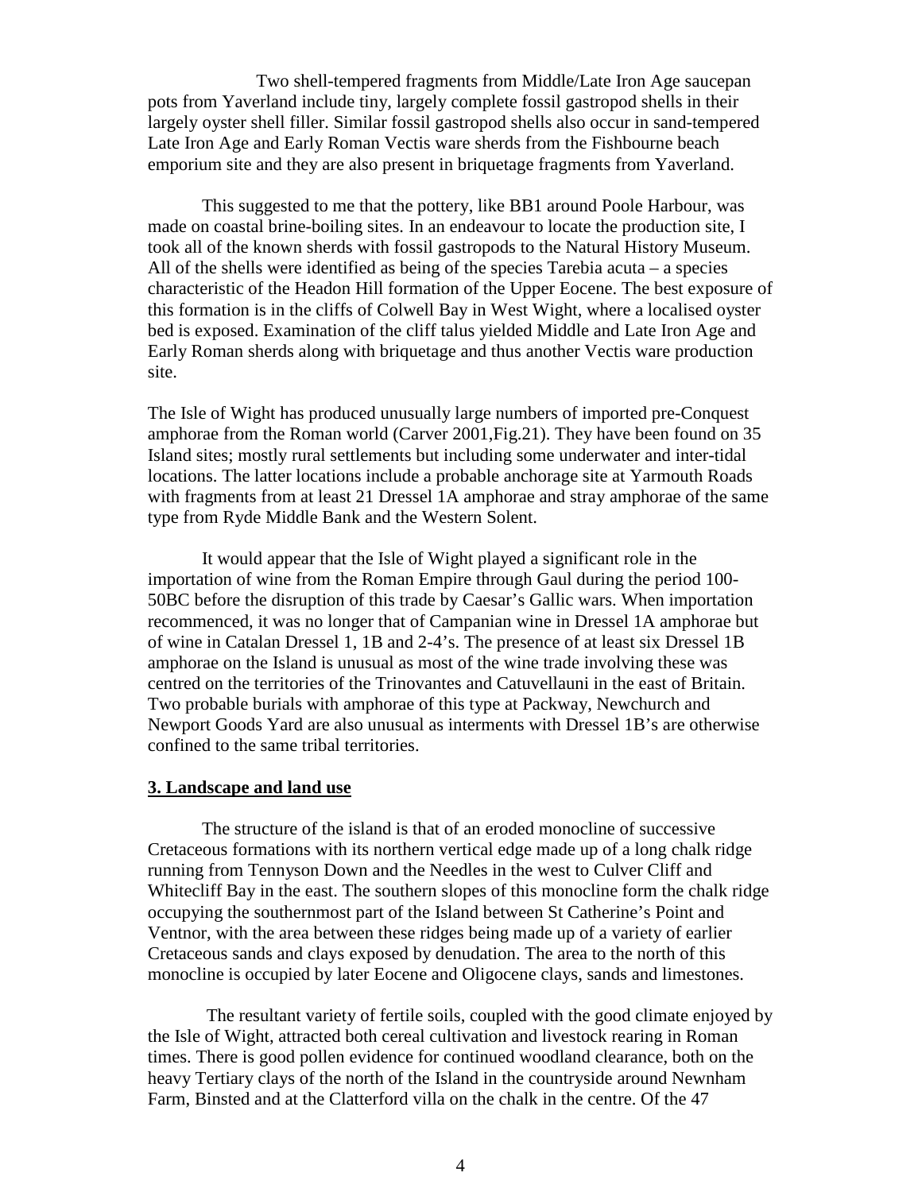Two shell-tempered fragments from Middle/Late Iron Age saucepan pots from Yaverland include tiny, largely complete fossil gastropod shells in their largely oyster shell filler. Similar fossil gastropod shells also occur in sand-tempered Late Iron Age and Early Roman Vectis ware sherds from the Fishbourne beach emporium site and they are also present in briquetage fragments from Yaverland.

This suggested to me that the pottery, like BB1 around Poole Harbour, was made on coastal brine-boiling sites. In an endeavour to locate the production site, I took all of the known sherds with fossil gastropods to the Natural History Museum. All of the shells were identified as being of the species Tarebia acuta – a species characteristic of the Headon Hill formation of the Upper Eocene. The best exposure of this formation is in the cliffs of Colwell Bay in West Wight, where a localised oyster bed is exposed. Examination of the cliff talus yielded Middle and Late Iron Age and Early Roman sherds along with briquetage and thus another Vectis ware production site.

The Isle of Wight has produced unusually large numbers of imported pre-Conquest amphorae from the Roman world (Carver 2001,Fig.21). They have been found on 35 Island sites; mostly rural settlements but including some underwater and inter-tidal locations. The latter locations include a probable anchorage site at Yarmouth Roads with fragments from at least 21 Dressel 1A amphorae and stray amphorae of the same type from Ryde Middle Bank and the Western Solent.

It would appear that the Isle of Wight played a significant role in the importation of wine from the Roman Empire through Gaul during the period 100-50BC before the disruption of this trade by Caesar's Gallic wars. When importation recommenced, it was no longer that of Campanian wine in Dressel 1A amphorae but of wine in Catalan Dressel 1, 1B and 2-4's. The presence of at least six Dressel 1B amphorae on the Island is unusual as most of the wine trade involving these was centred on the territories of the Trinovantes and Catuvellauni in the east of Britain. Two probable burials with amphorae of this type at Packway, Newchurch and Newport Goods Yard are also unusual as interments with Dressel 1B's are otherwise confined to the same tribal territories.

## 3. Landscape and land use

The structure of the island is that of an eroded monocline of successive Cretaceous formations with its northern vertical edge made up of a long chalk ridge running from Tennyson Down and the Needles in the west to Culver Cliff and Whitecliff Bay in the east. The southern slopes of this monocline form the chalk ridge occupying the southernmost part of the Island between St Catherine's Point and Ventnor, with the area between these ridges being made up of a variety of earlier Cretaceous sands and clays exposed by denudation. The area to the north of this monocline is occupied by later Eocene and Oligocene clays, sands and limestones.

The resultant variety of fertile soils, coupled with the good climate enjoyed by the Isle of Wight, attracted both cereal cultivation and livestock rearing in Roman times. There is good pollen evidence for continued woodland clearance, both on the heavy Tertiary clays of the north of the Island in the countryside around Newnham Farm, Binsted and at the Clatterford villa on the chalk in the centre. Of the 47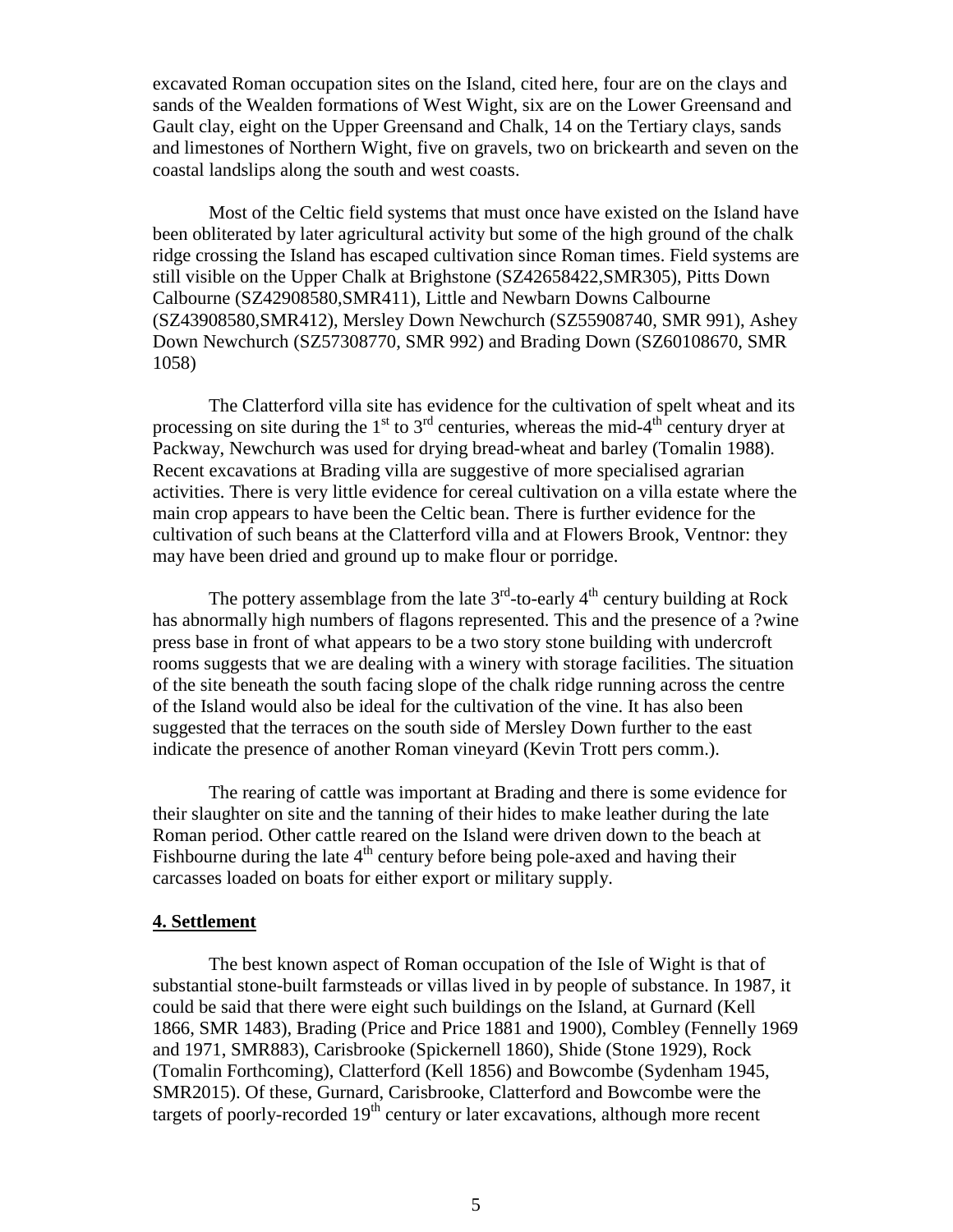excavated Roman occupation sites on the Island, cited here, four are on the clays and sands of the Wealden formations of West Wight, six are on the Lower Greensand and Gault clay, eight on the Upper Greensand and Chalk, 14 on the Tertiary clays, sands and limestones of Northern Wight, five on gravels, two on brickearth and seven on the coastal landslips along the south and west coasts.

Most of the Celtic field systems that must once have existed on the Island have been obliterated by later agricultural activity but some of the high ground of the chalk ridge crossing the Island has escaped cultivation since Roman times. Field systems are still visible on the Upper Chalk at Brighstone (SZ42658422,SMR305), Pitts Down Calbourne (SZ42908580,SMR411), Little and Newbarn Downs Calbourne (SZ43908580,SMR412), Mersley Down Newchurch (SZ55908740, SMR 991), Ashey Down Newchurch (SZ57308770, SMR 992) and Brading Down (SZ60108670, SMR 1058)

The Clatterford villa site has evidence for the cultivation of spelt wheat and its processing on site during the 1st to 3rd centuries, whereas the mid-4th century dryer at Packway, Newchurch was used for drying bread-wheat and barley (Tomalin 1988). Recent excavations at Brading villa are suggestive of more specialised agrarian activities. There is very little evidence for cereal cultivation on a villa estate where the main crop appears to have been the Celtic bean. There is further evidence for the cultivation of such beans at the Clatterford villa and at Flowers Brook, Ventnor: they may have been dried and ground up to make flour or porridge.

The pottery assemblage from the late 3rd-to-early 4th century building at Rock has abnormally high numbers of flagons represented. This and the presence of a ?wine press base in front of what appears to be a two story stone building with undercroft rooms suggests that we are dealing with a winery with storage facilities. The situation of the site beneath the south facing slope of the chalk ridge running across the centre of the Island would also be ideal for the cultivation of the vine. It has also been suggested that the terraces on the south side of Mersley Down further to the east indicate the presence of another Roman vineyard (Kevin Trott pers comm.).

The rearing of cattle was important at Brading and there is some evidence for their slaughter on site and the tanning of their hides to make leather during the late Roman period. Other cattle reared on the Island were driven down to the beach at Fishbourne during the late 4th century before being pole-axed and having their carcasses loaded on boats for either export or military supply.

## 4. Settlement

The best known aspect of Roman occupation of the Isle of Wight is that of substantial stone-built farmsteads or villas lived in by people of substance. In 1987, it could be said that there were eight such buildings on the Island, at Gurnard (Kell 1866, SMR 1483), Brading (Price and Price 1881 and 1900), Combley (Fennelly 1969 and 1971, SMR883), Carisbrooke (Spickernell 1860), Shide (Stone 1929), Rock (Tomalin Forthcoming), Clatterford (Kell 1856) and Bowcombe (Sydenham 1945, SMR2015). Of these, Gurnard, Carisbrooke, Clatterford and Bowcombe were the targets of poorly-recorded 19th century or later excavations, although more recent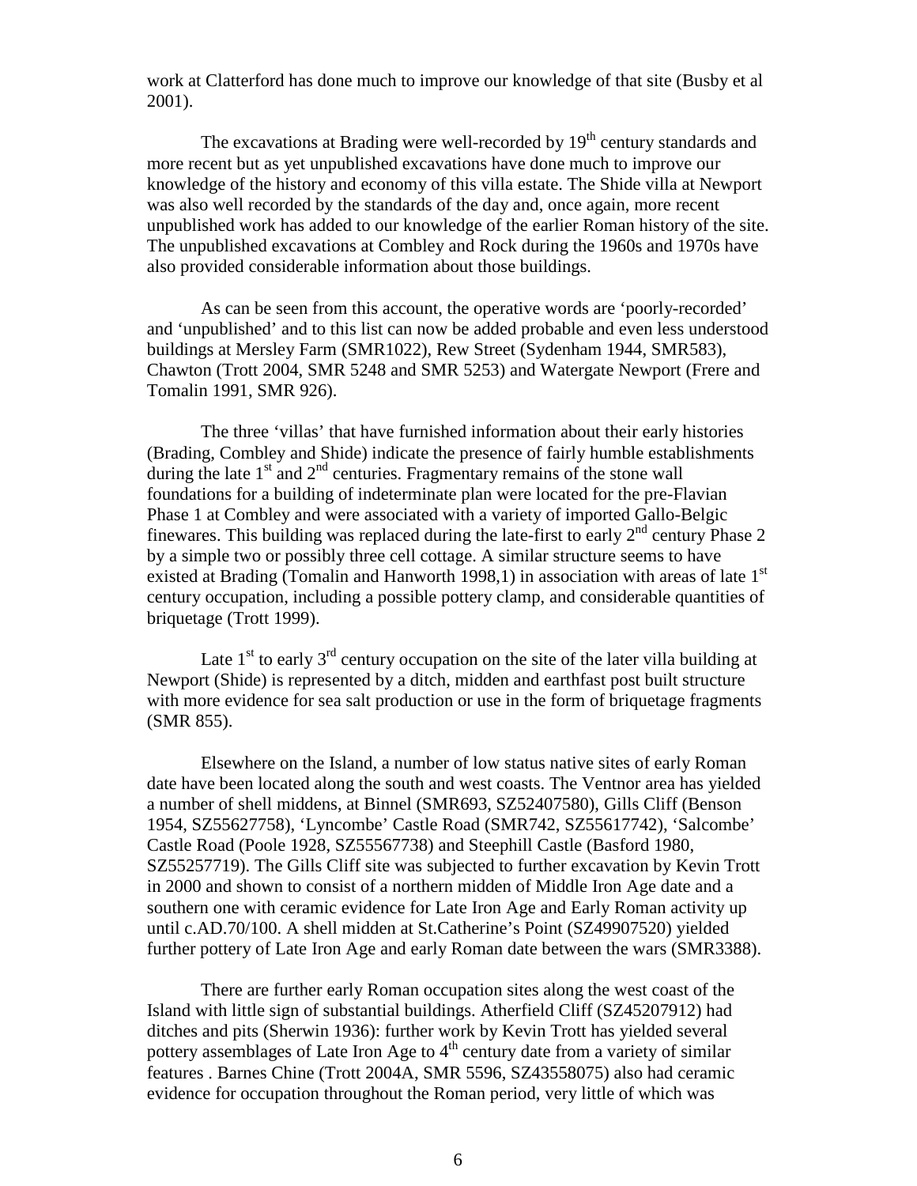work at Clatterford has done much to improve our knowledge of that site (Busby et al 2001).

The excavations at Brading were well-recorded by 19$^{th}$ century standards and more recent but as yet unpublished excavations have done much to improve our knowledge of the history and economy of this villa estate. The Shide villa at Newport was also well recorded by the standards of the day and, once again, more recent unpublished work has added to our knowledge of the earlier Roman history of the site. The unpublished excavations at Combley and Rock during the 1960s and 1970s have also provided considerable information about those buildings.

As can be seen from this account, the operative words are 'poorly-recorded' and 'unpublished' and to this list can now be added probable and even less understood buildings at Mersley Farm (SMR1022), Rew Street (Sydenham 1944, SMR583), Chawton (Trott 2004, SMR 5248 and SMR 5253) and Watergate Newport (Frere and Tomalin 1991, SMR 926).

The three 'villas' that have furnished information about their early histories (Brading, Combley and Shide) indicate the presence of fairly humble establishments during the late 1$^{st}$ and 2$^{nd}$ centuries. Fragmentary remains of the stone wall foundations for a building of indeterminate plan were located for the pre-Flavian Phase 1 at Combley and were associated with a variety of imported Gallo-Belgic finewares. This building was replaced during the late-first to early 2$^{nd}$ century Phase 2 by a simple two or possibly three cell cottage. A similar structure seems to have existed at Brading (Tomalin and Hanworth 1998,1) in association with areas of late 1$^{st}$ century occupation, including a possible pottery clamp, and considerable quantities of briquetage (Trott 1999).

Late 1$^{st}$ to early 3$^{rd}$ century occupation on the site of the later villa building at Newport (Shide) is represented by a ditch, midden and earthfast post built structure with more evidence for sea salt production or use in the form of briquetage fragments (SMR 855).

Elsewhere on the Island, a number of low status native sites of early Roman date have been located along the south and west coasts. The Ventnor area has yielded a number of shell middens, at Binnel (SMR693, SZ52407580), Gills Cliff (Benson 1954, SZ55627758), 'Lyncombe' Castle Road (SMR742, SZ55617742), 'Salcombe' Castle Road (Poole 1928, SZ55567738) and Steephill Castle (Basford 1980, SZ55257719). The Gills Cliff site was subjected to further excavation by Kevin Trott in 2000 and shown to consist of a northern midden of Middle Iron Age date and a southern one with ceramic evidence for Late Iron Age and Early Roman activity up until c.AD.70/100. A shell midden at St.Catherine's Point (SZ49907520) yielded further pottery of Late Iron Age and early Roman date between the wars (SMR3388).

There are further early Roman occupation sites along the west coast of the Island with little sign of substantial buildings. Atherfield Cliff (SZ45207912) had ditches and pits (Sherwin 1936): further work by Kevin Trott has yielded several pottery assemblages of Late Iron Age to 4$^{th}$ century date from a variety of similar features . Barnes Chine (Trott 2004A, SMR 5596, SZ43558075) also had ceramic evidence for occupation throughout the Roman period, very little of which was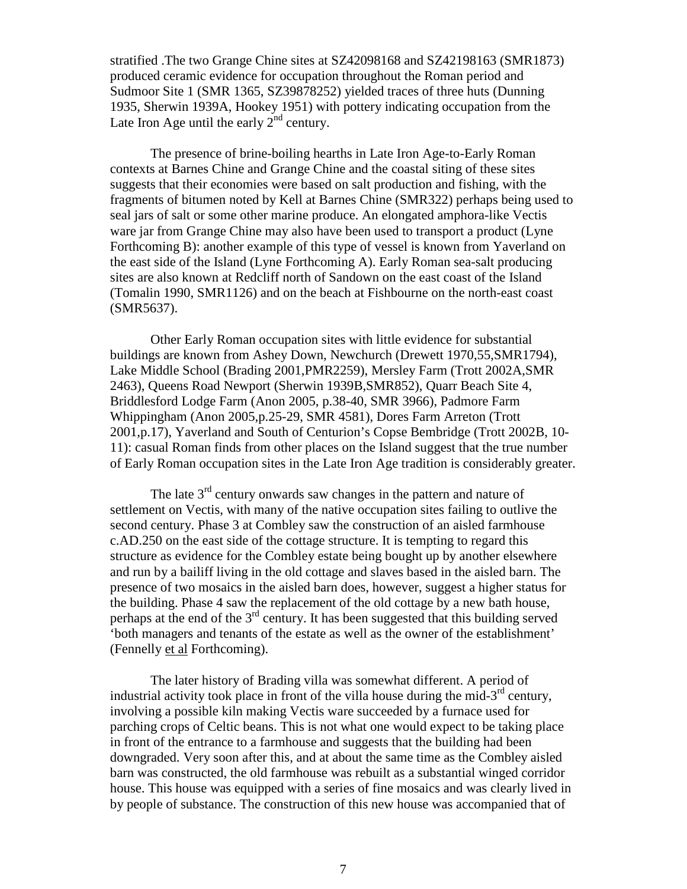stratified .The two Grange Chine sites at SZ42098168 and SZ42198163 (SMR1873) produced ceramic evidence for occupation throughout the Roman period and Sudmoor Site 1 (SMR 1365, SZ39878252) yielded traces of three huts (Dunning 1935, Sherwin 1939A, Hookey 1951) with pottery indicating occupation from the Late Iron Age until the early 2nd century.

The presence of brine-boiling hearths in Late Iron Age-to-Early Roman contexts at Barnes Chine and Grange Chine and the coastal siting of these sites suggests that their economies were based on salt production and fishing, with the fragments of bitumen noted by Kell at Barnes Chine (SMR322) perhaps being used to seal jars of salt or some other marine produce. An elongated amphora-like Vectis ware jar from Grange Chine may also have been used to transport a product (Lyne Forthcoming B): another example of this type of vessel is known from Yaverland on the east side of the Island (Lyne Forthcoming A). Early Roman sea-salt producing sites are also known at Redcliff north of Sandown on the east coast of the Island (Tomalin 1990, SMR1126) and on the beach at Fishbourne on the north-east coast (SMR5637).

Other Early Roman occupation sites with little evidence for substantial buildings are known from Ashey Down, Newchurch (Drewett 1970,55,SMR1794), Lake Middle School (Brading 2001,PMR2259), Mersley Farm (Trott 2002A,SMR 2463), Queens Road Newport (Sherwin 1939B,SMR852), Quarr Beach Site 4, Briddlesford Lodge Farm (Anon 2005, p.38-40, SMR 3966), Padmore Farm Whippingham (Anon 2005,p.25-29, SMR 4581), Dores Farm Arreton (Trott 2001,p.17), Yaverland and South of Centurion's Copse Bembridge (Trott 2002B, 10-11): casual Roman finds from other places on the Island suggest that the true number of Early Roman occupation sites in the Late Iron Age tradition is considerably greater.

The late 3rd century onwards saw changes in the pattern and nature of settlement on Vectis, with many of the native occupation sites failing to outlive the second century. Phase 3 at Combley saw the construction of an aisled farmhouse c.AD.250 on the east side of the cottage structure. It is tempting to regard this structure as evidence for the Combley estate being bought up by another elsewhere and run by a bailiff living in the old cottage and slaves based in the aisled barn. The presence of two mosaics in the aisled barn does, however, suggest a higher status for the building. Phase 4 saw the replacement of the old cottage by a new bath house, perhaps at the end of the 3rd century. It has been suggested that this building served 'both managers and tenants of the estate as well as the owner of the establishment' (Fennelly et al Forthcoming).

The later history of Brading villa was somewhat different. A period of industrial activity took place in front of the villa house during the mid-3rd century, involving a possible kiln making Vectis ware succeeded by a furnace used for parching crops of Celtic beans. This is not what one would expect to be taking place in front of the entrance to a farmhouse and suggests that the building had been downgraded. Very soon after this, and at about the same time as the Combley aisled barn was constructed, the old farmhouse was rebuilt as a substantial winged corridor house. This house was equipped with a series of fine mosaics and was clearly lived in by people of substance. The construction of this new house was accompanied that of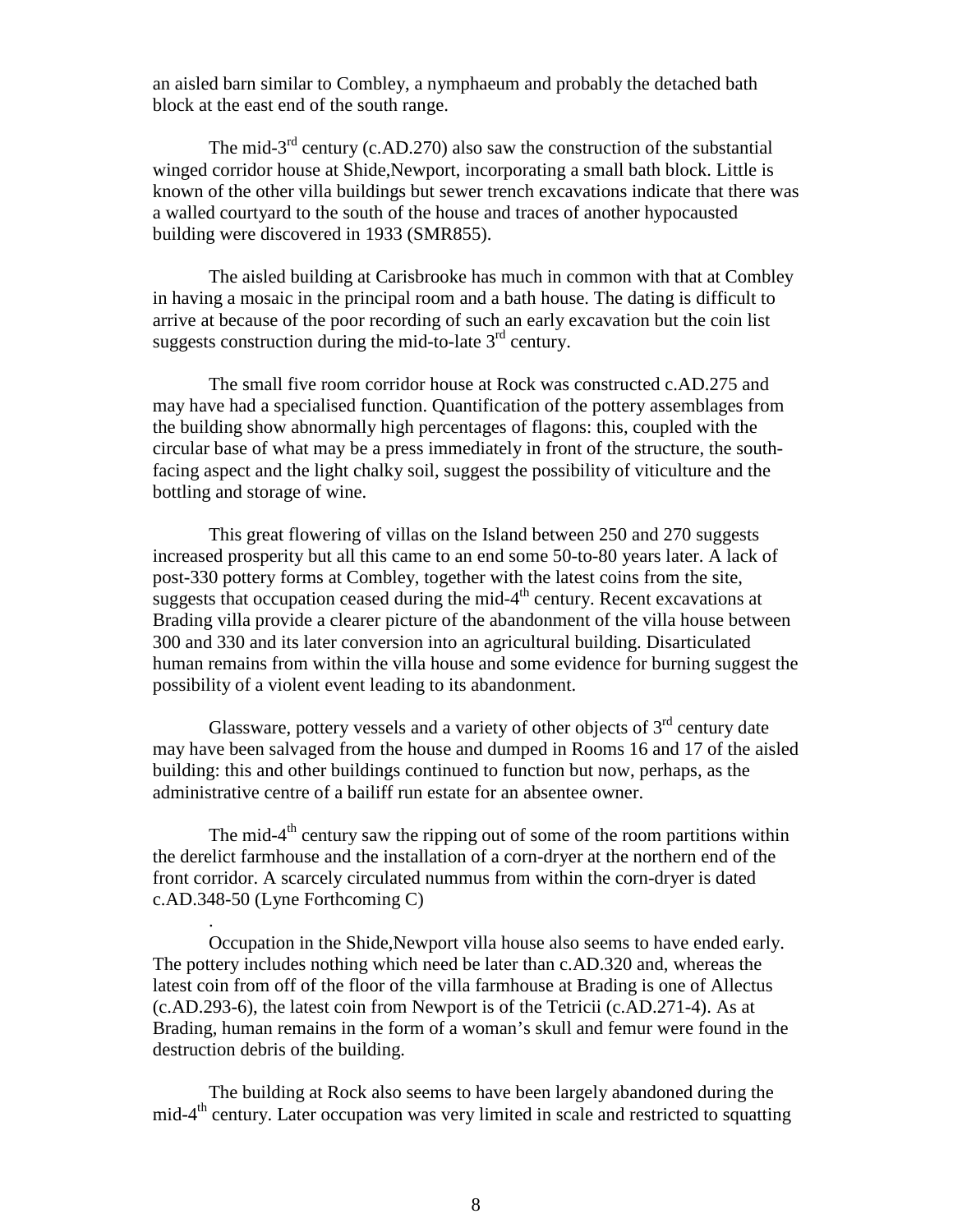an aisled barn similar to Combley, a nymphaeum and probably the detached bath block at the east end of the south range.

The mid-3rd century (c.AD.270) also saw the construction of the substantial winged corridor house at Shide,Newport, incorporating a small bath block. Little is known of the other villa buildings but sewer trench excavations indicate that there was a walled courtyard to the south of the house and traces of another hypocausted building were discovered in 1933 (SMR855).

The aisled building at Carisbrooke has much in common with that at Combley in having a mosaic in the principal room and a bath house. The dating is difficult to arrive at because of the poor recording of such an early excavation but the coin list suggests construction during the mid-to-late 3rd century.

The small five room corridor house at Rock was constructed c.AD.275 and may have had a specialised function. Quantification of the pottery assemblages from the building show abnormally high percentages of flagons: this, coupled with the circular base of what may be a press immediately in front of the structure, the south-facing aspect and the light chalky soil, suggest the possibility of viticulture and the bottling and storage of wine.

This great flowering of villas on the Island between 250 and 270 suggests increased prosperity but all this came to an end some 50-to-80 years later. A lack of post-330 pottery forms at Combley, together with the latest coins from the site, suggests that occupation ceased during the mid-4th century. Recent excavations at Brading villa provide a clearer picture of the abandonment of the villa house between 300 and 330 and its later conversion into an agricultural building. Disarticulated human remains from within the villa house and some evidence for burning suggest the possibility of a violent event leading to its abandonment.

Glassware, pottery vessels and a variety of other objects of 3rd century date may have been salvaged from the house and dumped in Rooms 16 and 17 of the aisled building: this and other buildings continued to function but now, perhaps, as the administrative centre of a bailiff run estate for an absentee owner.

The mid-4th century saw the ripping out of some of the room partitions within the derelict farmhouse and the installation of a corn-dryer at the northern end of the front corridor. A scarcely circulated nummus from within the corn-dryer is dated c.AD.348-50 (Lyne Forthcoming C)

.

Occupation in the Shide,Newport villa house also seems to have ended early. The pottery includes nothing which need be later than c.AD.320 and, whereas the latest coin from off of the floor of the villa farmhouse at Brading is one of Allectus (c.AD.293-6), the latest coin from Newport is of the Tetricii (c.AD.271-4). As at Brading, human remains in the form of a woman's skull and femur were found in the destruction debris of the building.

The building at Rock also seems to have been largely abandoned during the mid-4th century. Later occupation was very limited in scale and restricted to squatting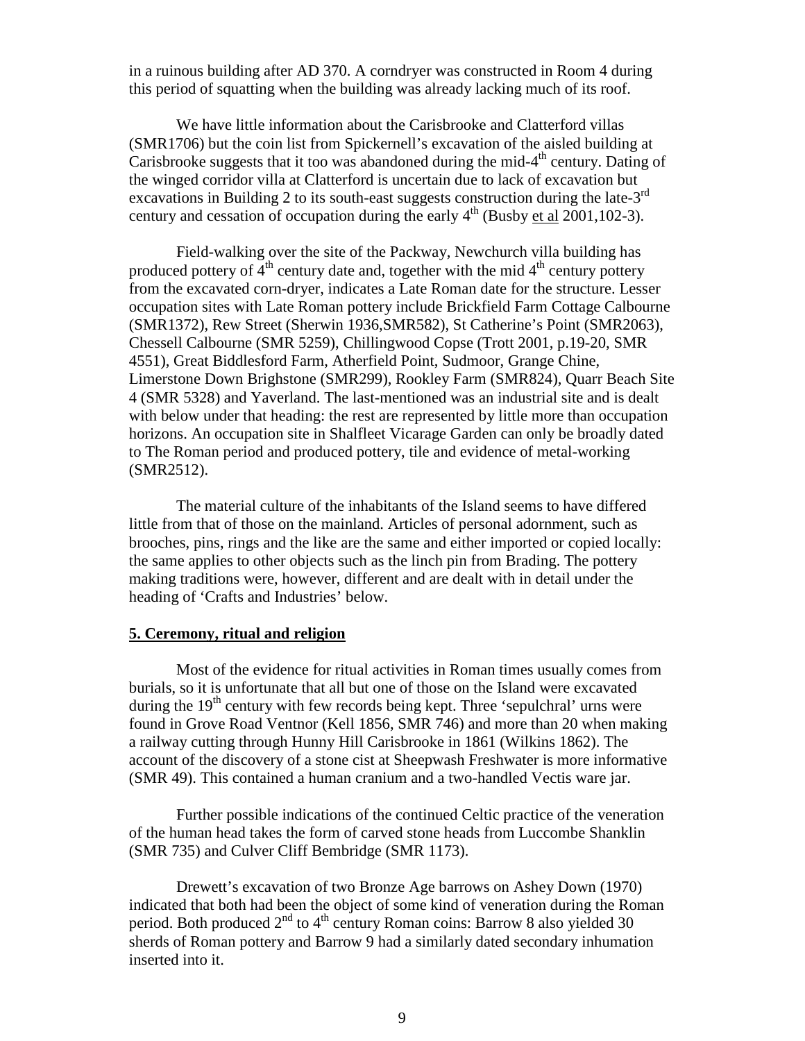in a ruinous building after AD 370. A corndryer was constructed in Room 4 during this period of squatting when the building was already lacking much of its roof.

We have little information about the Carisbrooke and Clatterford villas (SMR1706) but the coin list from Spickernell's excavation of the aisled building at Carisbrooke suggests that it too was abandoned during the mid-4th century. Dating of the winged corridor villa at Clatterford is uncertain due to lack of excavation but excavations in Building 2 to its south-east suggests construction during the late-3rd century and cessation of occupation during the early 4th (Busby et al 2001,102-3).

Field-walking over the site of the Packway, Newchurch villa building has produced pottery of 4th century date and, together with the mid 4th century pottery from the excavated corn-dryer, indicates a Late Roman date for the structure. Lesser occupation sites with Late Roman pottery include Brickfield Farm Cottage Calbourne (SMR1372), Rew Street (Sherwin 1936,SMR582), St Catherine's Point (SMR2063), Chessell Calbourne (SMR 5259), Chillingwood Copse (Trott 2001, p.19-20, SMR 4551), Great Biddlesford Farm, Atherfield Point, Sudmoor, Grange Chine, Limerstone Down Brighstone (SMR299), Rookley Farm (SMR824), Quarr Beach Site 4 (SMR 5328) and Yaverland. The last-mentioned was an industrial site and is dealt with below under that heading: the rest are represented by little more than occupation horizons. An occupation site in Shalfleet Vicarage Garden can only be broadly dated to The Roman period and produced pottery, tile and evidence of metal-working (SMR2512).

The material culture of the inhabitants of the Island seems to have differed little from that of those on the mainland. Articles of personal adornment, such as brooches, pins, rings and the like are the same and either imported or copied locally: the same applies to other objects such as the linch pin from Brading. The pottery making traditions were, however, different and are dealt with in detail under the heading of 'Crafts and Industries' below.

## 5. Ceremony, ritual and religion

Most of the evidence for ritual activities in Roman times usually comes from burials, so it is unfortunate that all but one of those on the Island were excavated during the 19th century with few records being kept. Three 'sepulchral' urns were found in Grove Road Ventnor (Kell 1856, SMR 746) and more than 20 when making a railway cutting through Hunny Hill Carisbrooke in 1861 (Wilkins 1862). The account of the discovery of a stone cist at Sheepwash Freshwater is more informative (SMR 49). This contained a human cranium and a two-handled Vectis ware jar.

Further possible indications of the continued Celtic practice of the veneration of the human head takes the form of carved stone heads from Luccombe Shanklin (SMR 735) and Culver Cliff Bembridge (SMR 1173).

Drewett's excavation of two Bronze Age barrows on Ashey Down (1970) indicated that both had been the object of some kind of veneration during the Roman period. Both produced 2nd to 4th century Roman coins: Barrow 8 also yielded 30 sherds of Roman pottery and Barrow 9 had a similarly dated secondary inhumation inserted into it.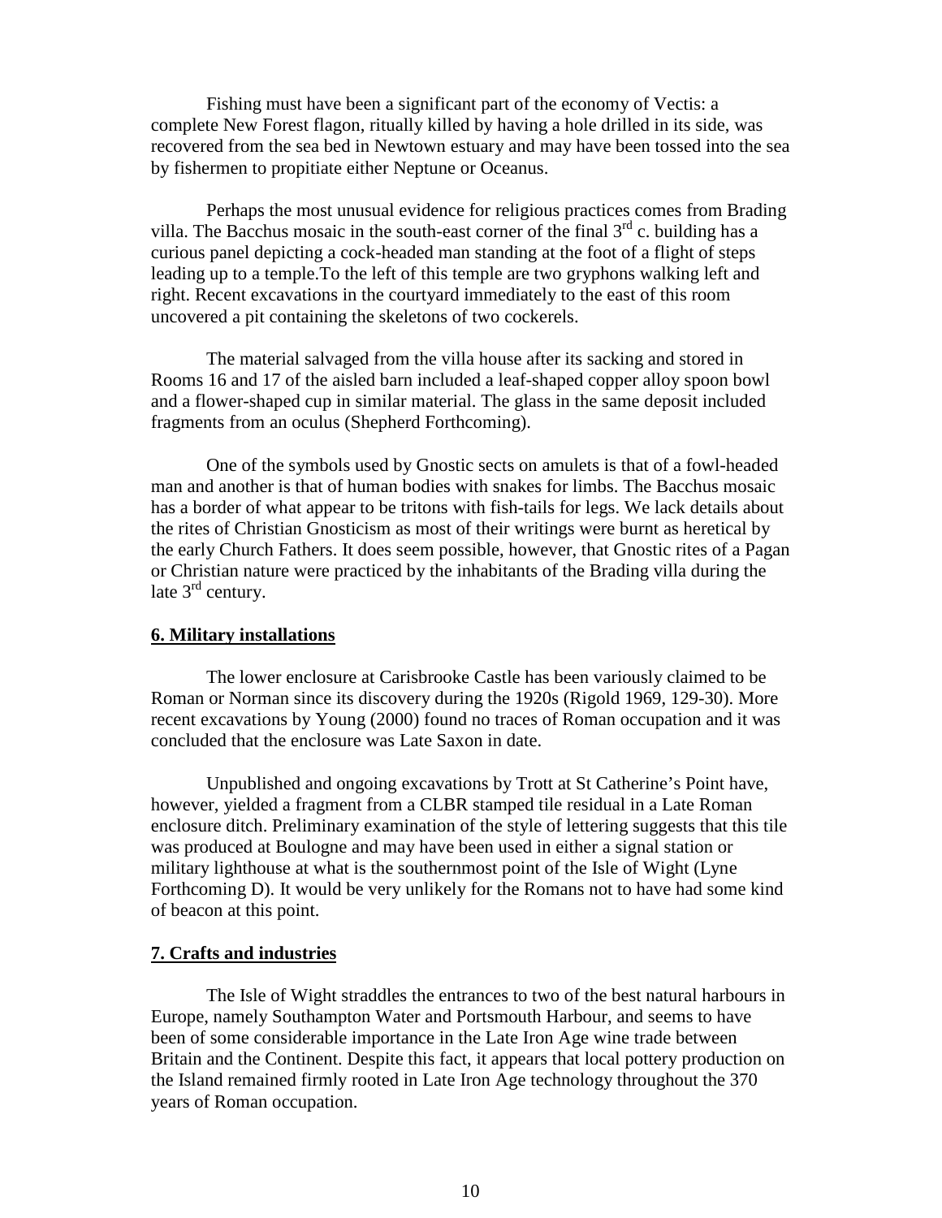Fishing must have been a significant part of the economy of Vectis: a complete New Forest flagon, ritually killed by having a hole drilled in its side, was recovered from the sea bed in Newtown estuary and may have been tossed into the sea by fishermen to propitiate either Neptune or Oceanus.

Perhaps the most unusual evidence for religious practices comes from Brading villa. The Bacchus mosaic in the south-east corner of the final 3rd c. building has a curious panel depicting a cock-headed man standing at the foot of a flight of steps leading up to a temple.To the left of this temple are two gryphons walking left and right. Recent excavations in the courtyard immediately to the east of this room uncovered a pit containing the skeletons of two cockerels.

The material salvaged from the villa house after its sacking and stored in Rooms 16 and 17 of the aisled barn included a leaf-shaped copper alloy spoon bowl and a flower-shaped cup in similar material. The glass in the same deposit included fragments from an oculus (Shepherd Forthcoming).

One of the symbols used by Gnostic sects on amulets is that of a fowl-headed man and another is that of human bodies with snakes for limbs. The Bacchus mosaic has a border of what appear to be tritons with fish-tails for legs. We lack details about the rites of Christian Gnosticism as most of their writings were burnt as heretical by the early Church Fathers. It does seem possible, however, that Gnostic rites of a Pagan or Christian nature were practiced by the inhabitants of the Brading villa during the late 3rd century.

## 6. Military installations

The lower enclosure at Carisbrooke Castle has been variously claimed to be Roman or Norman since its discovery during the 1920s (Rigold 1969, 129-30). More recent excavations by Young (2000) found no traces of Roman occupation and it was concluded that the enclosure was Late Saxon in date.

Unpublished and ongoing excavations by Trott at St Catherine's Point have, however, yielded a fragment from a CLBR stamped tile residual in a Late Roman enclosure ditch. Preliminary examination of the style of lettering suggests that this tile was produced at Boulogne and may have been used in either a signal station or military lighthouse at what is the southernmost point of the Isle of Wight (Lyne Forthcoming D). It would be very unlikely for the Romans not to have had some kind of beacon at this point.

## 7. Crafts and industries

The Isle of Wight straddles the entrances to two of the best natural harbours in Europe, namely Southampton Water and Portsmouth Harbour, and seems to have been of some considerable importance in the Late Iron Age wine trade between Britain and the Continent. Despite this fact, it appears that local pottery production on the Island remained firmly rooted in Late Iron Age technology throughout the 370 years of Roman occupation.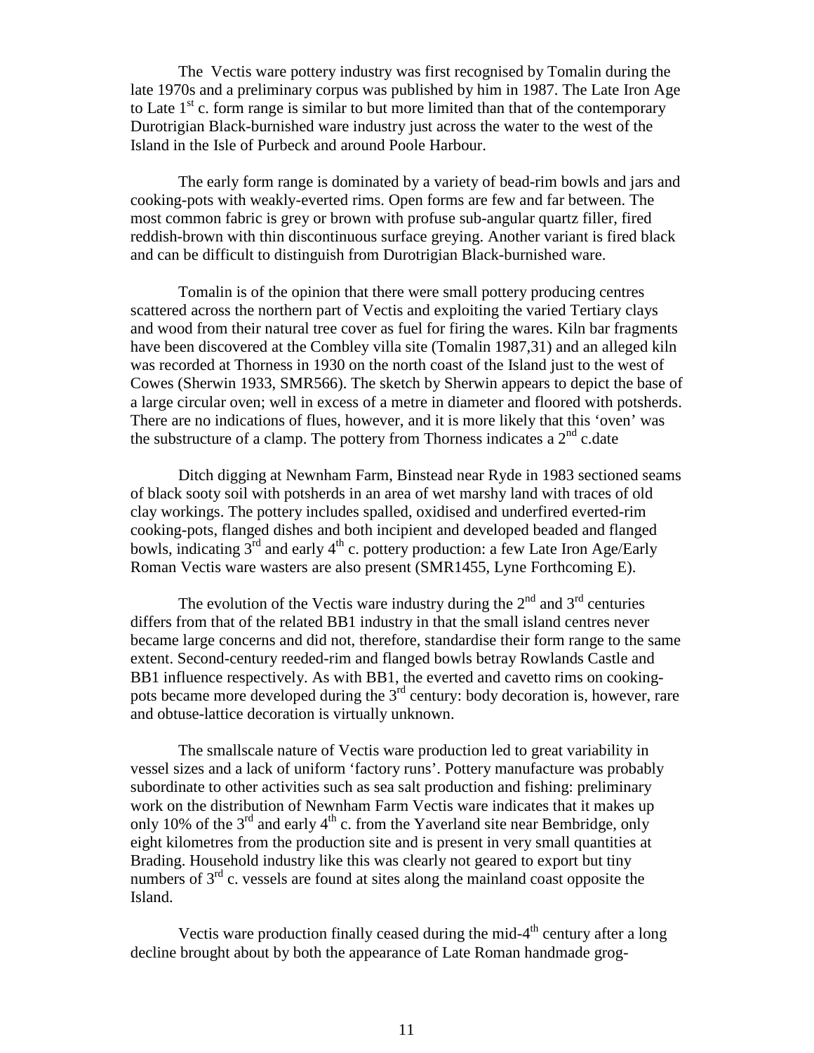The Vectis ware pottery industry was first recognised by Tomalin during the late 1970s and a preliminary corpus was published by him in 1987. The Late Iron Age to Late 1st c. form range is similar to but more limited than that of the contemporary Durotrigian Black-burnished ware industry just across the water to the west of the Island in the Isle of Purbeck and around Poole Harbour.

The early form range is dominated by a variety of bead-rim bowls and jars and cooking-pots with weakly-everted rims. Open forms are few and far between. The most common fabric is grey or brown with profuse sub-angular quartz filler, fired reddish-brown with thin discontinuous surface greying. Another variant is fired black and can be difficult to distinguish from Durotrigian Black-burnished ware.

Tomalin is of the opinion that there were small pottery producing centres scattered across the northern part of Vectis and exploiting the varied Tertiary clays and wood from their natural tree cover as fuel for firing the wares. Kiln bar fragments have been discovered at the Combley villa site (Tomalin 1987,31) and an alleged kiln was recorded at Thorness in 1930 on the north coast of the Island just to the west of Cowes (Sherwin 1933, SMR566). The sketch by Sherwin appears to depict the base of a large circular oven; well in excess of a metre in diameter and floored with potsherds. There are no indications of flues, however, and it is more likely that this 'oven' was the substructure of a clamp. The pottery from Thorness indicates a 2nd c.date

Ditch digging at Newnham Farm, Binstead near Ryde in 1983 sectioned seams of black sooty soil with potsherds in an area of wet marshy land with traces of old clay workings. The pottery includes spalled, oxidised and underfired everted-rim cooking-pots, flanged dishes and both incipient and developed beaded and flanged bowls, indicating 3rd and early 4th c. pottery production: a few Late Iron Age/Early Roman Vectis ware wasters are also present (SMR1455, Lyne Forthcoming E).

The evolution of the Vectis ware industry during the 2nd and 3rd centuries differs from that of the related BB1 industry in that the small island centres never became large concerns and did not, therefore, standardise their form range to the same extent. Second-century reeded-rim and flanged bowls betray Rowlands Castle and BB1 influence respectively. As with BB1, the everted and cavetto rims on cooking-pots became more developed during the 3rd century: body decoration is, however, rare and obtuse-lattice decoration is virtually unknown.

The smallscale nature of Vectis ware production led to great variability in vessel sizes and a lack of uniform 'factory runs'. Pottery manufacture was probably subordinate to other activities such as sea salt production and fishing: preliminary work on the distribution of Newnham Farm Vectis ware indicates that it makes up only 10% of the 3rd and early 4th c. from the Yaverland site near Bembridge, only eight kilometres from the production site and is present in very small quantities at Brading. Household industry like this was clearly not geared to export but tiny numbers of 3rd c. vessels are found at sites along the mainland coast opposite the Island.

Vectis ware production finally ceased during the mid-4th century after a long decline brought about by both the appearance of Late Roman handmade grog-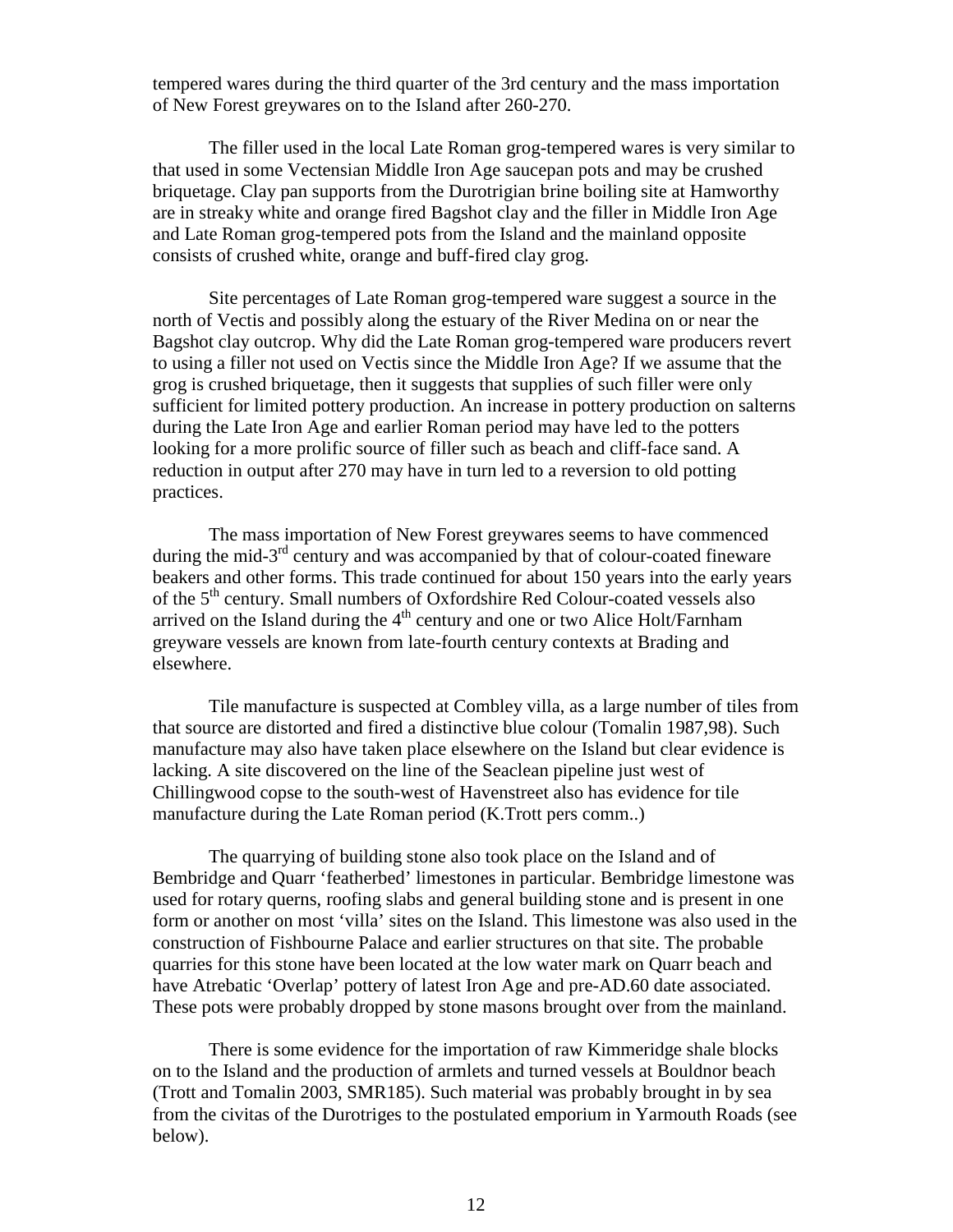tempered wares during the third quarter of the 3rd century and the mass importation of New Forest greywares on to the Island after 260-270.

The filler used in the local Late Roman grog-tempered wares is very similar to that used in some Vectensian Middle Iron Age saucepan pots and may be crushed briquetage. Clay pan supports from the Durotrigian brine boiling site at Hamworthy are in streaky white and orange fired Bagshot clay and the filler in Middle Iron Age and Late Roman grog-tempered pots from the Island and the mainland opposite consists of crushed white, orange and buff-fired clay grog.

Site percentages of Late Roman grog-tempered ware suggest a source in the north of Vectis and possibly along the estuary of the River Medina on or near the Bagshot clay outcrop. Why did the Late Roman grog-tempered ware producers revert to using a filler not used on Vectis since the Middle Iron Age? If we assume that the grog is crushed briquetage, then it suggests that supplies of such filler were only sufficient for limited pottery production. An increase in pottery production on salterns during the Late Iron Age and earlier Roman period may have led to the potters looking for a more prolific source of filler such as beach and cliff-face sand. A reduction in output after 270 may have in turn led to a reversion to old potting practices.

The mass importation of New Forest greywares seems to have commenced during the mid-3rd century and was accompanied by that of colour-coated fineware beakers and other forms. This trade continued for about 150 years into the early years of the 5th century. Small numbers of Oxfordshire Red Colour-coated vessels also arrived on the Island during the 4th century and one or two Alice Holt/Farnham greyware vessels are known from late-fourth century contexts at Brading and elsewhere.

Tile manufacture is suspected at Combley villa, as a large number of tiles from that source are distorted and fired a distinctive blue colour (Tomalin 1987,98). Such manufacture may also have taken place elsewhere on the Island but clear evidence is lacking. A site discovered on the line of the Seaclean pipeline just west of Chillingwood copse to the south-west of Havenstreet also has evidence for tile manufacture during the Late Roman period (K.Trott pers comm..)

The quarrying of building stone also took place on the Island and of Bembridge and Quarr 'featherbed' limestones in particular. Bembridge limestone was used for rotary querns, roofing slabs and general building stone and is present in one form or another on most 'villa' sites on the Island. This limestone was also used in the construction of Fishbourne Palace and earlier structures on that site. The probable quarries for this stone have been located at the low water mark on Quarr beach and have Atrebatic 'Overlap' pottery of latest Iron Age and pre-AD.60 date associated. These pots were probably dropped by stone masons brought over from the mainland.

There is some evidence for the importation of raw Kimmeridge shale blocks on to the Island and the production of armlets and turned vessels at Bouldnor beach (Trott and Tomalin 2003, SMR185). Such material was probably brought in by sea from the civitas of the Durotriges to the postulated emporium in Yarmouth Roads (see below).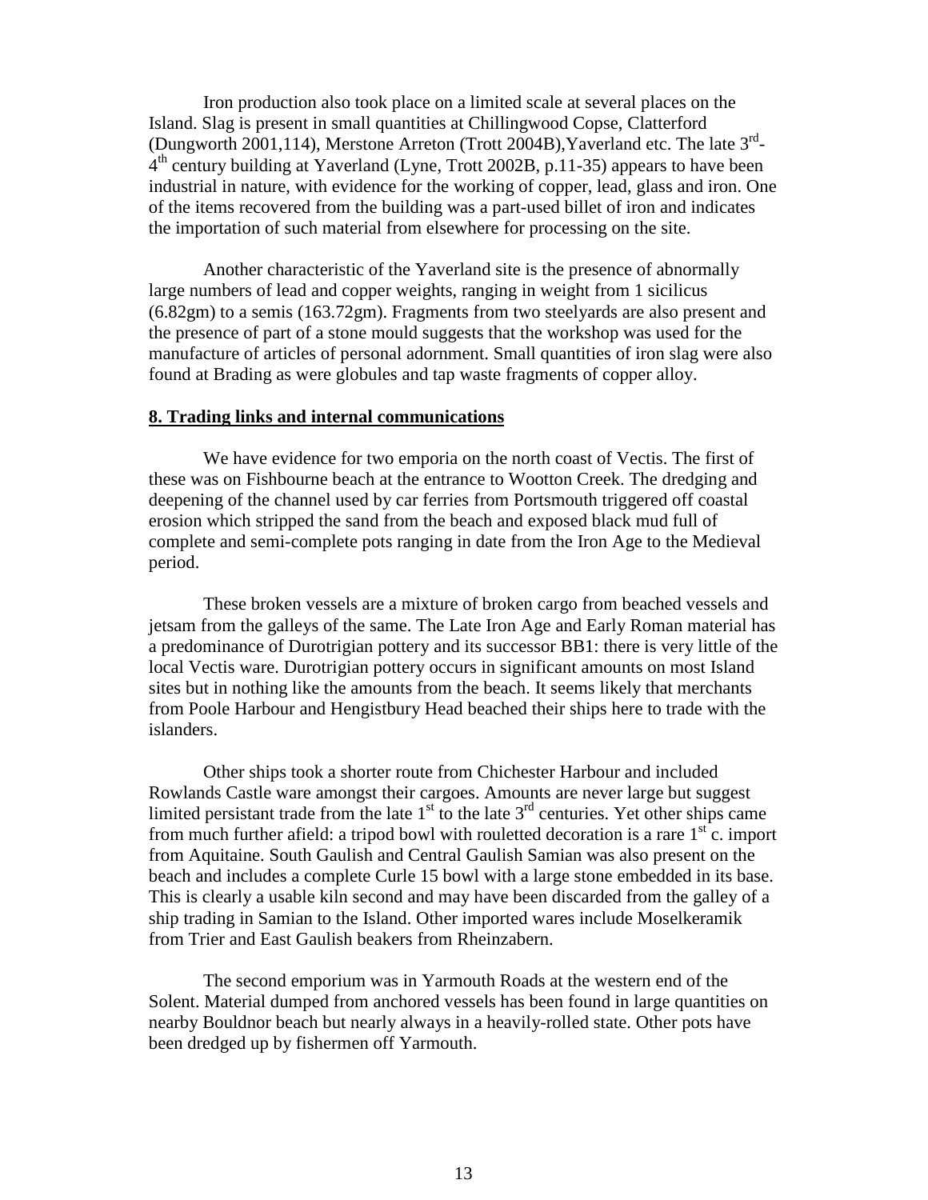Iron production also took place on a limited scale at several places on the Island. Slag is present in small quantities at Chillingwood Copse, Clatterford (Dungworth 2001,114), Merstone Arreton (Trott 2004B),Yaverland etc. The late 3rd-4th century building at Yaverland (Lyne, Trott 2002B, p.11-35) appears to have been industrial in nature, with evidence for the working of copper, lead, glass and iron. One of the items recovered from the building was a part-used billet of iron and indicates the importation of such material from elsewhere for processing on the site.

Another characteristic of the Yaverland site is the presence of abnormally large numbers of lead and copper weights, ranging in weight from 1 sicilicus (6.82gm) to a semis (163.72gm). Fragments from two steelyards are also present and the presence of part of a stone mould suggests that the workshop was used for the manufacture of articles of personal adornment. Small quantities of iron slag were also found at Brading as were globules and tap waste fragments of copper alloy.

## 8. Trading links and internal communications

We have evidence for two emporia on the north coast of Vectis. The first of these was on Fishbourne beach at the entrance to Wootton Creek. The dredging and deepening of the channel used by car ferries from Portsmouth triggered off coastal erosion which stripped the sand from the beach and exposed black mud full of complete and semi-complete pots ranging in date from the Iron Age to the Medieval period.

These broken vessels are a mixture of broken cargo from beached vessels and jetsam from the galleys of the same. The Late Iron Age and Early Roman material has a predominance of Durotrigian pottery and its successor BB1: there is very little of the local Vectis ware. Durotrigian pottery occurs in significant amounts on most Island sites but in nothing like the amounts from the beach. It seems likely that merchants from Poole Harbour and Hengistbury Head beached their ships here to trade with the islanders.

Other ships took a shorter route from Chichester Harbour and included Rowlands Castle ware amongst their cargoes. Amounts are never large but suggest limited persistant trade from the late 1st to the late 3rd centuries. Yet other ships came from much further afield: a tripod bowl with rouletted decoration is a rare 1st c. import from Aquitaine. South Gaulish and Central Gaulish Samian was also present on the beach and includes a complete Curle 15 bowl with a large stone embedded in its base. This is clearly a usable kiln second and may have been discarded from the galley of a ship trading in Samian to the Island. Other imported wares include Moselkeramik from Trier and East Gaulish beakers from Rheinzabern.

The second emporium was in Yarmouth Roads at the western end of the Solent. Material dumped from anchored vessels has been found in large quantities on nearby Bouldnor beach but nearly always in a heavily-rolled state. Other pots have been dredged up by fishermen off Yarmouth.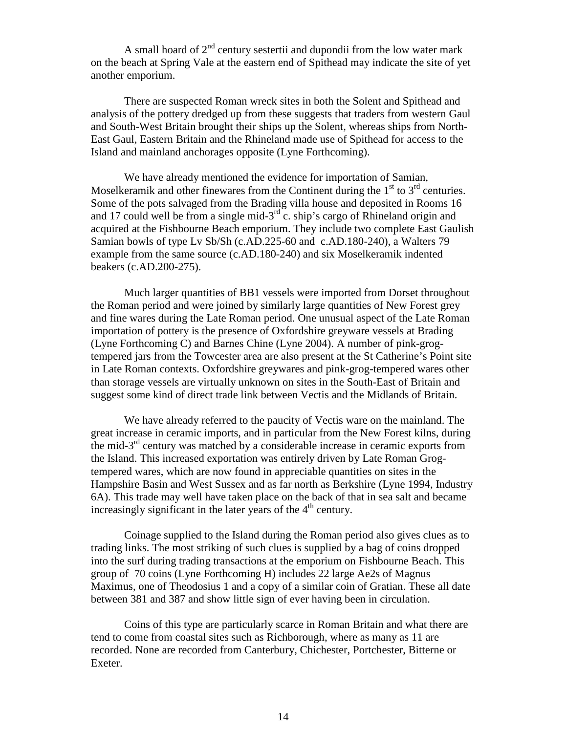A small hoard of 2nd century sestertii and dupondii from the low water mark on the beach at Spring Vale at the eastern end of Spithead may indicate the site of yet another emporium.

There are suspected Roman wreck sites in both the Solent and Spithead and analysis of the pottery dredged up from these suggests that traders from western Gaul and South-West Britain brought their ships up the Solent, whereas ships from North-East Gaul, Eastern Britain and the Rhineland made use of Spithead for access to the Island and mainland anchorages opposite (Lyne Forthcoming).

We have already mentioned the evidence for importation of Samian, Moselkeramik and other finewares from the Continent during the 1st to 3rd centuries. Some of the pots salvaged from the Brading villa house and deposited in Rooms 16 and 17 could well be from a single mid-3rd c. ship's cargo of Rhineland origin and acquired at the Fishbourne Beach emporium. They include two complete East Gaulish Samian bowls of type Lv Sb/Sh (c.AD.225-60 and c.AD.180-240), a Walters 79 example from the same source (c.AD.180-240) and six Moselkeramik indented beakers (c.AD.200-275).

Much larger quantities of BB1 vessels were imported from Dorset throughout the Roman period and were joined by similarly large quantities of New Forest grey and fine wares during the Late Roman period. One unusual aspect of the Late Roman importation of pottery is the presence of Oxfordshire greyware vessels at Brading (Lyne Forthcoming C) and Barnes Chine (Lyne 2004). A number of pink-grog-tempered jars from the Towcester area are also present at the St Catherine's Point site in Late Roman contexts. Oxfordshire greywares and pink-grog-tempered wares other than storage vessels are virtually unknown on sites in the South-East of Britain and suggest some kind of direct trade link between Vectis and the Midlands of Britain.

We have already referred to the paucity of Vectis ware on the mainland. The great increase in ceramic imports, and in particular from the New Forest kilns, during the mid-3rd century was matched by a considerable increase in ceramic exports from the Island. This increased exportation was entirely driven by Late Roman Grog-tempered wares, which are now found in appreciable quantities on sites in the Hampshire Basin and West Sussex and as far north as Berkshire (Lyne 1994, Industry 6A). This trade may well have taken place on the back of that in sea salt and became increasingly significant in the later years of the 4th century.

Coinage supplied to the Island during the Roman period also gives clues as to trading links. The most striking of such clues is supplied by a bag of coins dropped into the surf during trading transactions at the emporium on Fishbourne Beach. This group of 70 coins (Lyne Forthcoming H) includes 22 large Ae2s of Magnus Maximus, one of Theodosius 1 and a copy of a similar coin of Gratian. These all date between 381 and 387 and show little sign of ever having been in circulation.

Coins of this type are particularly scarce in Roman Britain and what there are tend to come from coastal sites such as Richborough, where as many as 11 are recorded. None are recorded from Canterbury, Chichester, Portchester, Bitterne or Exeter.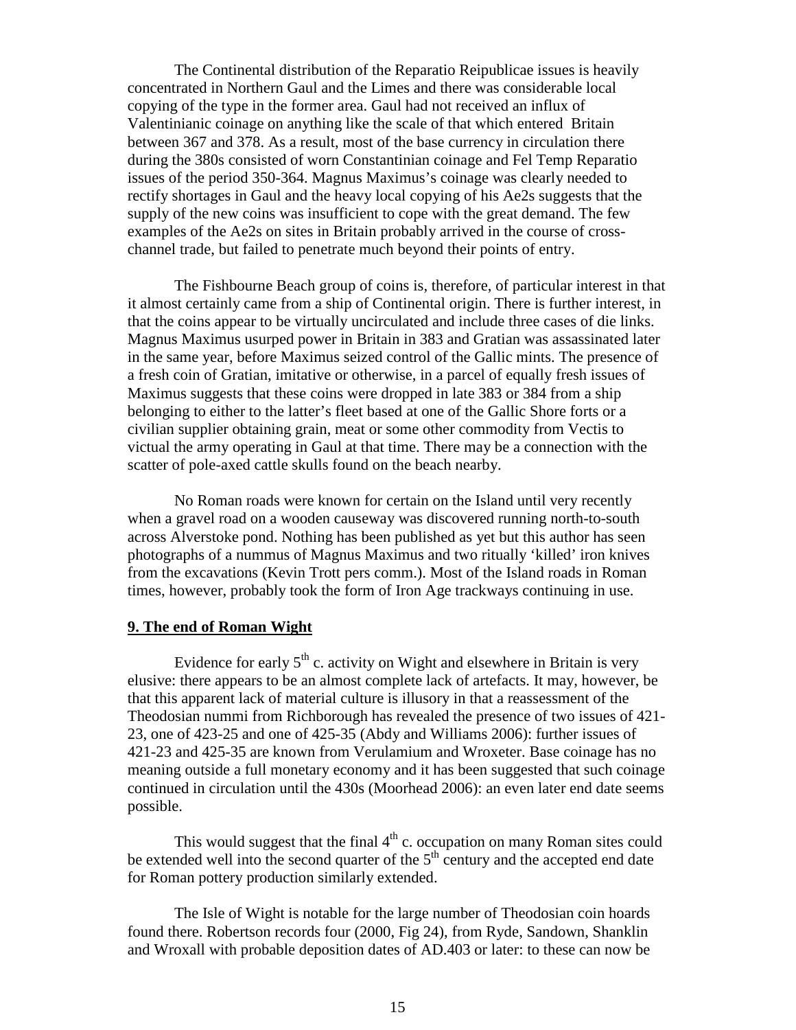The Continental distribution of the Reparatio Reipublicae issues is heavily concentrated in Northern Gaul and the Limes and there was considerable local copying of the type in the former area. Gaul had not received an influx of Valentinianic coinage on anything like the scale of that which entered Britain between 367 and 378. As a result, most of the base currency in circulation there during the 380s consisted of worn Constantinian coinage and Fel Temp Reparatio issues of the period 350-364. Magnus Maximus's coinage was clearly needed to rectify shortages in Gaul and the heavy local copying of his Ae2s suggests that the supply of the new coins was insufficient to cope with the great demand. The few examples of the Ae2s on sites in Britain probably arrived in the course of cross-channel trade, but failed to penetrate much beyond their points of entry.

The Fishbourne Beach group of coins is, therefore, of particular interest in that it almost certainly came from a ship of Continental origin. There is further interest, in that the coins appear to be virtually uncirculated and include three cases of die links. Magnus Maximus usurped power in Britain in 383 and Gratian was assassinated later in the same year, before Maximus seized control of the Gallic mints. The presence of a fresh coin of Gratian, imitative or otherwise, in a parcel of equally fresh issues of Maximus suggests that these coins were dropped in late 383 or 384 from a ship belonging to either to the latter's fleet based at one of the Gallic Shore forts or a civilian supplier obtaining grain, meat or some other commodity from Vectis to victual the army operating in Gaul at that time. There may be a connection with the scatter of pole-axed cattle skulls found on the beach nearby.

No Roman roads were known for certain on the Island until very recently when a gravel road on a wooden causeway was discovered running north-to-south across Alverstoke pond. Nothing has been published as yet but this author has seen photographs of a nummus of Magnus Maximus and two ritually 'killed' iron knives from the excavations (Kevin Trott pers comm.). Most of the Island roads in Roman times, however, probably took the form of Iron Age trackways continuing in use.

## 9. The end of Roman Wight

Evidence for early 5th c. activity on Wight and elsewhere in Britain is very elusive: there appears to be an almost complete lack of artefacts. It may, however, be that this apparent lack of material culture is illusory in that a reassessment of the Theodosian nummi from Richborough has revealed the presence of two issues of 421-23, one of 423-25 and one of 425-35 (Abdy and Williams 2006): further issues of 421-23 and 425-35 are known from Verulamium and Wroxeter. Base coinage has no meaning outside a full monetary economy and it has been suggested that such coinage continued in circulation until the 430s (Moorhead 2006): an even later end date seems possible.

This would suggest that the final 4th c. occupation on many Roman sites could be extended well into the second quarter of the 5th century and the accepted end date for Roman pottery production similarly extended.

The Isle of Wight is notable for the large number of Theodosian coin hoards found there. Robertson records four (2000, Fig 24), from Ryde, Sandown, Shanklin and Wroxall with probable deposition dates of AD.403 or later: to these can now be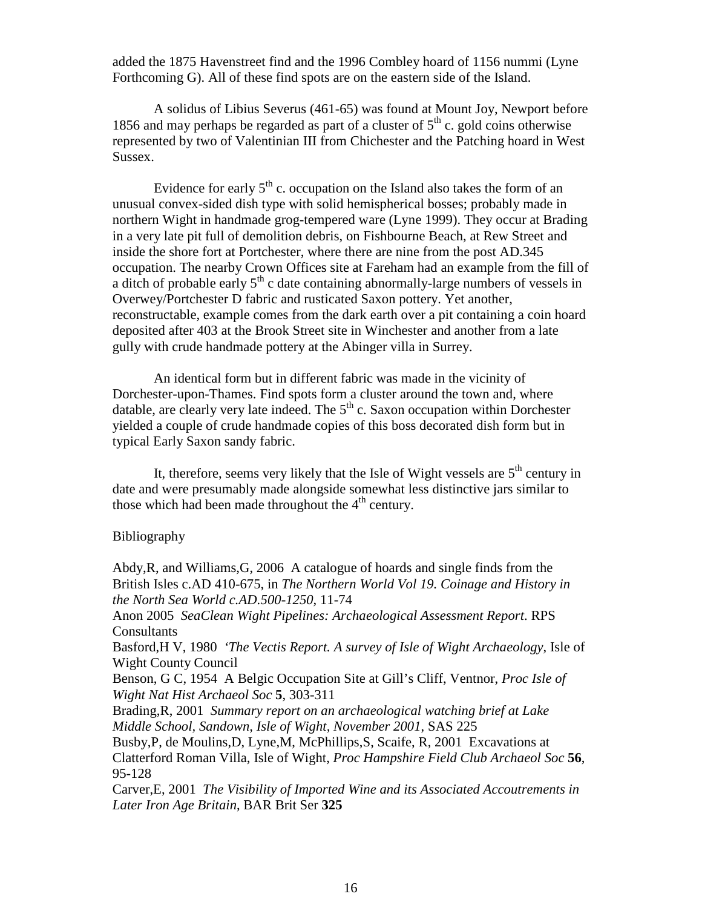added the 1875 Havenstreet find and the 1996 Combley hoard of 1156 nummi (Lyne Forthcoming G). All of these find spots are on the eastern side of the Island.

A solidus of Libius Severus (461-65) was found at Mount Joy, Newport before 1856 and may perhaps be regarded as part of a cluster of 5th c. gold coins otherwise represented by two of Valentinian III from Chichester and the Patching hoard in West Sussex.

Evidence for early 5th c. occupation on the Island also takes the form of an unusual convex-sided dish type with solid hemispherical bosses; probably made in northern Wight in handmade grog-tempered ware (Lyne 1999). They occur at Brading in a very late pit full of demolition debris, on Fishbourne Beach, at Rew Street and inside the shore fort at Portchester, where there are nine from the post AD.345 occupation. The nearby Crown Offices site at Fareham had an example from the fill of a ditch of probable early 5th c date containing abnormally-large numbers of vessels in Overwey/Portchester D fabric and rusticated Saxon pottery. Yet another, reconstructable, example comes from the dark earth over a pit containing a coin hoard deposited after 403 at the Brook Street site in Winchester and another from a late gully with crude handmade pottery at the Abinger villa in Surrey.

An identical form but in different fabric was made in the vicinity of Dorchester-upon-Thames. Find spots form a cluster around the town and, where datable, are clearly very late indeed. The 5th c. Saxon occupation within Dorchester yielded a couple of crude handmade copies of this boss decorated dish form but in typical Early Saxon sandy fabric.

It, therefore, seems very likely that the Isle of Wight vessels are 5th century in date and were presumably made alongside somewhat less distinctive jars similar to those which had been made throughout the 4th century.

## Bibliography

Abdy,R, and Williams,G, 2006 A catalogue of hoards and single finds from the British Isles c.AD 410-675, in *The Northern World Vol 19. Coinage and History in the North Sea World c.AD.500-1250*, 11-74

Anon 2005 *SeaClean Wight Pipelines: Archaeological Assessment Report*. RPS Consultants

Basford,H V, 1980 *'The Vectis Report. A survey of Isle of Wight Archaeology*, Isle of Wight County Council

Benson, G C, 1954 A Belgic Occupation Site at Gill's Cliff, Ventnor, *Proc Isle of Wight Nat Hist Archaeol Soc* **5**, 303-311

Brading,R, 2001 *Summary report on an archaeological watching brief at Lake Middle School, Sandown, Isle of Wight, November 2001*, SAS 225

Busby,P, de Moulins,D, Lyne,M, McPhillips,S, Scaife, R, 2001 Excavations at Clatterford Roman Villa, Isle of Wight, *Proc Hampshire Field Club Archaeol Soc* **56**, 95-128

Carver,E, 2001 *The Visibility of Imported Wine and its Associated Accoutrements in Later Iron Age Britain*, BAR Brit Ser **325**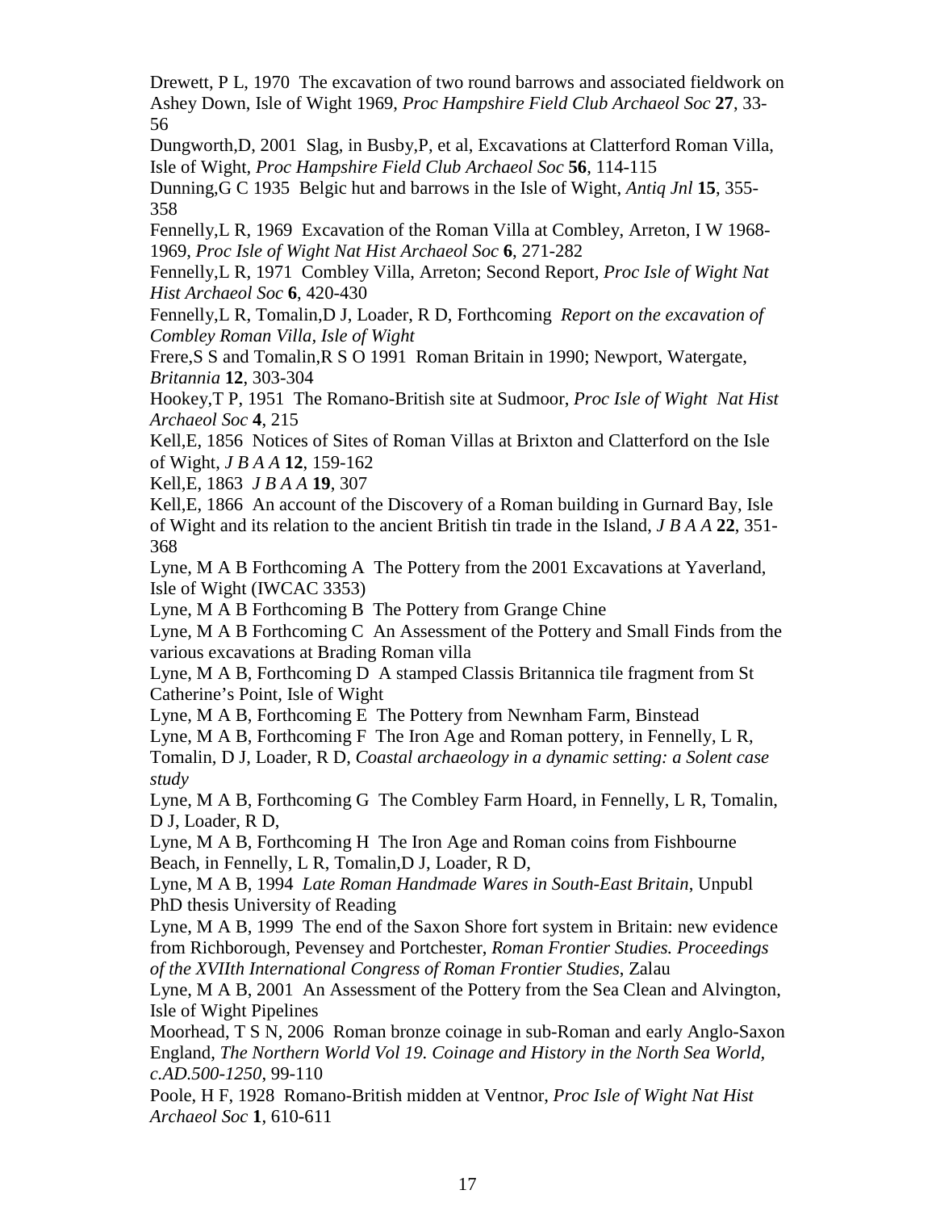Drewett, P L, 1970  The excavation of two round barrows and associated fieldwork on Ashey Down, Isle of Wight 1969, *Proc Hampshire Field Club Archaeol Soc* **27**, 33-56

Dungworth,D, 2001  Slag, in Busby,P, et al, Excavations at Clatterford Roman Villa, Isle of Wight, *Proc Hampshire Field Club Archaeol Soc* **56**, 114-115

Dunning,G C 1935  Belgic hut and barrows in the Isle of Wight, *Antiq Jnl* **15**, 355-358

Fennelly,L R, 1969  Excavation of the Roman Villa at Combley, Arreton, I W 1968-1969, *Proc Isle of Wight Nat Hist Archaeol Soc* **6**, 271-282

Fennelly,L R, 1971  Combley Villa, Arreton; Second Report, *Proc Isle of Wight Nat Hist Archaeol Soc* **6**, 420-430

Fennelly,L R, Tomalin,D J, Loader, R D, Forthcoming  *Report on the excavation of Combley Roman Villa, Isle of Wight*

Frere,S S and Tomalin,R S O 1991  Roman Britain in 1990; Newport, Watergate, *Britannia* **12**, 303-304

Hookey,T P, 1951  The Romano-British site at Sudmoor, *Proc Isle of Wight  Nat Hist Archaeol Soc* **4**, 215

Kell,E, 1856  Notices of Sites of Roman Villas at Brixton and Clatterford on the Isle of Wight, *J B A A* **12**, 159-162

Kell,E, 1863  *J B A A* **19**, 307

Kell,E, 1866  An account of the Discovery of a Roman building in Gurnard Bay, Isle of Wight and its relation to the ancient British tin trade in the Island, *J B A A* **22**, 351-368

Lyne, M A B Forthcoming A  The Pottery from the 2001 Excavations at Yaverland, Isle of Wight (IWCAC 3353)

Lyne, M A B Forthcoming B  The Pottery from Grange Chine

Lyne, M A B Forthcoming C  An Assessment of the Pottery and Small Finds from the various excavations at Brading Roman villa

Lyne, M A B, Forthcoming D  A stamped Classis Britannica tile fragment from St Catherine's Point, Isle of Wight

Lyne, M A B, Forthcoming E  The Pottery from Newnham Farm, Binstead

Lyne, M A B, Forthcoming F  The Iron Age and Roman pottery, in Fennelly, L R, Tomalin, D J, Loader, R D, *Coastal archaeology in a dynamic setting: a Solent case study*

Lyne, M A B, Forthcoming G  The Combley Farm Hoard, in Fennelly, L R, Tomalin, D J, Loader, R D,

Lyne, M A B, Forthcoming H  The Iron Age and Roman coins from Fishbourne Beach, in Fennelly, L R, Tomalin,D J, Loader, R D,

Lyne, M A B, 1994  *Late Roman Handmade Wares in South-East Britain*, Unpubl PhD thesis University of Reading

Lyne, M A B, 1999  The end of the Saxon Shore fort system in Britain: new evidence from Richborough, Pevensey and Portchester, *Roman Frontier Studies. Proceedings of the XVIIth International Congress of Roman Frontier Studies*, Zalau

Lyne, M A B, 2001  An Assessment of the Pottery from the Sea Clean and Alvington, Isle of Wight Pipelines

Moorhead, T S N, 2006  Roman bronze coinage in sub-Roman and early Anglo-Saxon England, *The Northern World Vol 19. Coinage and History in the North Sea World, c.AD.500-1250*, 99-110

Poole, H F, 1928  Romano-British midden at Ventnor, *Proc Isle of Wight Nat Hist Archaeol Soc* **1**, 610-611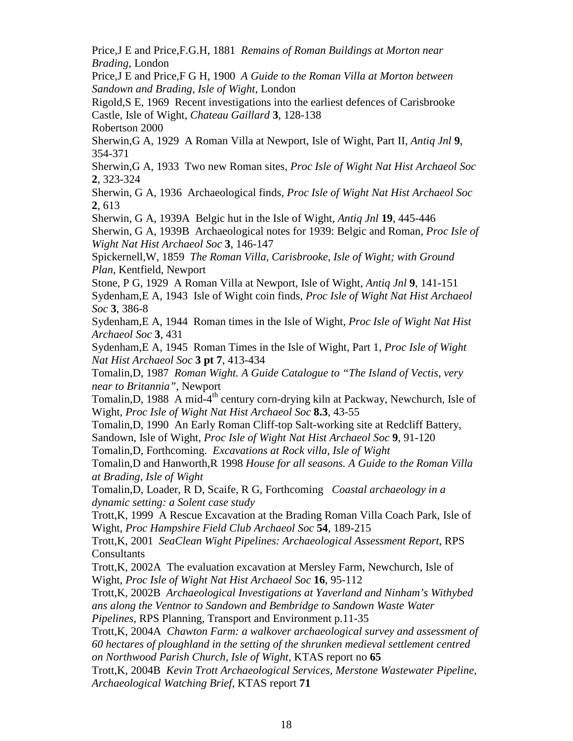Price,J E and Price,F.G.H, 1881 *Remains of Roman Buildings at Morton near Brading*, London

Price,J E and Price,F G H, 1900 *A Guide to the Roman Villa at Morton between Sandown and Brading, Isle of Wight*, London

Rigold,S E, 1969 Recent investigations into the earliest defences of Carisbrooke Castle, Isle of Wight, *Chateau Gaillard* **3**, 128-138

Robertson 2000

Sherwin,G A, 1929 A Roman Villa at Newport, Isle of Wight, Part II, *Antiq Jnl* **9**, 354-371

Sherwin,G A, 1933 Two new Roman sites, *Proc Isle of Wight Nat Hist Archaeol Soc* **2**, 323-324

Sherwin, G A, 1936 Archaeological finds, *Proc Isle of Wight Nat Hist Archaeol Soc* **2**, 613

Sherwin, G A, 1939A Belgic hut in the Isle of Wight, *Antiq Jnl* **19**, 445-446

Sherwin, G A, 1939B Archaeological notes for 1939: Belgic and Roman, *Proc Isle of Wight Nat Hist Archaeol Soc* **3**, 146-147

Spickernell,W, 1859 *The Roman Villa, Carisbrooke, Isle of Wight; with Ground Plan*, Kentfield, Newport

Stone, P G, 1929 A Roman Villa at Newport, Isle of Wight, *Antiq Jnl* **9**, 141-151

Sydenham,E A, 1943 Isle of Wight coin finds, *Proc Isle of Wight Nat Hist Archaeol Soc* **3**, 386-8

Sydenham,E A, 1944 Roman times in the Isle of Wight, *Proc Isle of Wight Nat Hist Archaeol Soc* **3**, 431

Sydenham,E A, 1945 Roman Times in the Isle of Wight, Part 1, *Proc Isle of Wight Nat Hist Archaeol Soc* **3 pt 7**, 413-434

Tomalin,D, 1987 *Roman Wight. A Guide Catalogue to "The Island of Vectis, very near to Britannia"*, Newport

Tomalin,D, 1988 A mid-4th century corn-drying kiln at Packway, Newchurch, Isle of Wight, *Proc Isle of Wight Nat Hist Archaeol Soc* **8.3**, 43-55

Tomalin,D, 1990 An Early Roman Cliff-top Salt-working site at Redcliff Battery, Sandown, Isle of Wight, *Proc Isle of Wight Nat Hist Archaeol Soc* **9**, 91-120

Tomalin,D, Forthcoming. *Excavations at Rock villa, Isle of Wight*

Tomalin,D and Hanworth,R 1998 *House for all seasons. A Guide to the Roman Villa at Brading, Isle of Wight*

Tomalin,D, Loader, R D, Scaife, R G, Forthcoming *Coastal archaeology in a dynamic setting: a Solent case study*

Trott,K, 1999 A Rescue Excavation at the Brading Roman Villa Coach Park, Isle of Wight, *Proc Hampshire Field Club Archaeol Soc* **54**, 189-215

Trott,K, 2001 *SeaClean Wight Pipelines: Archaeological Assessment Report*, RPS Consultants

Trott,K, 2002A The evaluation excavation at Mersley Farm, Newchurch, Isle of Wight, *Proc Isle of Wight Nat Hist Archaeol Soc* **16**, 95-112

Trott,K, 2002B *Archaeological Investigations at Yaverland and Ninham's Withybed ans along the Ventnor to Sandown and Bembridge to Sandown Waste Water Pipelines*, RPS Planning, Transport and Environment p.11-35

Trott,K, 2004A *Chawton Farm: a walkover archaeological survey and assessment of 60 hectares of ploughland in the setting of the shrunken medieval settlement centred on Northwood Parish Church, Isle of Wight*, KTAS report no **65**

Trott,K, 2004B *Kevin Trott Archaeological Services, Merstone Wastewater Pipeline, Archaeological Watching Brief*, KTAS report **71**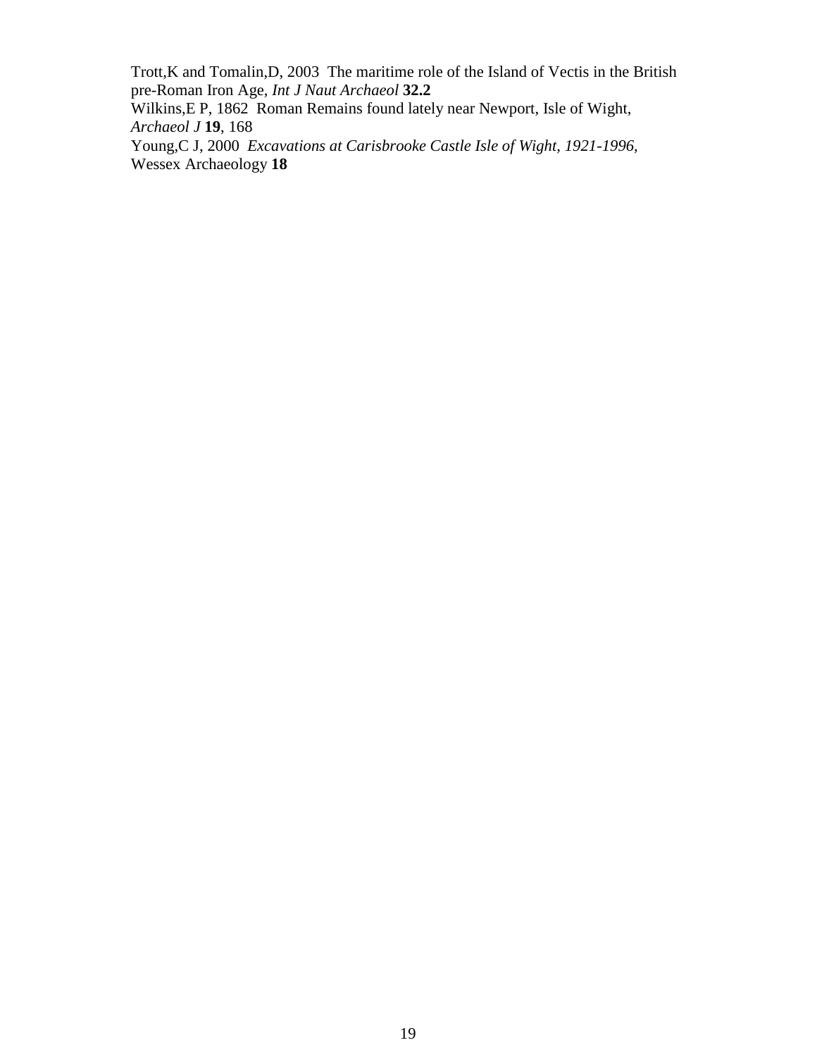Trott,K and Tomalin,D, 2003  The maritime role of the Island of Vectis in the British pre-Roman Iron Age, *Int J Naut Archaeol* **32.2**

Wilkins,E P, 1862  Roman Remains found lately near Newport, Isle of Wight, *Archaeol J* **19**, 168

Young,C J, 2000  *Excavations at Carisbrooke Castle Isle of Wight, 1921-1996*, Wessex Archaeology **18**